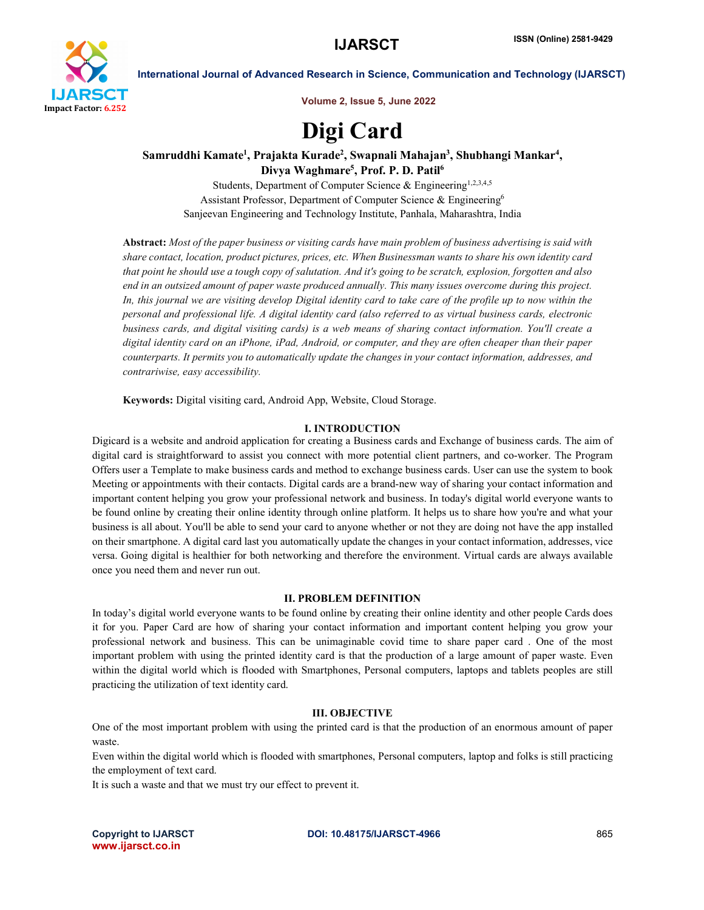# Digi Card

**Samruddhi Kamate[1], Prajakta Kurade[2], Swapnali Mahajan[3], Shubhangi Mankar[4], Divya Waghmare[5], Prof. P. D. Patil[6]**

Students, Department of Computer Science & Engineering[1,2,3,4,5]

Assistant Professor, Department of Computer Science & Engineering[6]

Sanjeevan Engineering and Technology Institute, Panhala, Maharashtra, India

**Abstract:** *Most of the paper business or visiting cards have main problem of business advertising is said with share contact, location, product pictures, prices, etc. When Businessman wants to share his own identity card that point he should use a tough copy of salutation. And it's going to be scratch, explosion, forgotten and also end in an outsized amount of paper waste produced annually. This many issues overcome during this project. In, this journal we are visiting develop Digital identity card to take care of the profile up to now within the personal and professional life. A digital identity card (also referred to as virtual business cards, electronic business cards, and digital visiting cards) is a web means of sharing contact information. You'll create a digital identity card on an iPhone, iPad, Android, or computer, and they are often cheaper than their paper counterparts. It permits you to automatically update the changes in your contact information, addresses, and contrariwise, easy accessibility.*

**Keywords:** Digital visiting card, Android App, Website, Cloud Storage.

## I. INTRODUCTION

Digicard is a website and android application for creating a Business cards and Exchange of business cards. The aim of digital card is straightforward to assist you connect with more potential client partners, and co-worker. The Program Offers user a Template to make business cards and method to exchange business cards. User can use the system to book Meeting or appointments with their contacts. Digital cards are a brand-new way of sharing your contact information and important content helping you grow your professional network and business. In today's digital world everyone wants to be found online by creating their online identity through online platform. It helps us to share how you're and what your business is all about. You'll be able to send your card to anyone whether or not they are doing not have the app installed on their smartphone. A digital card last you automatically update the changes in your contact information, addresses, vice versa. Going digital is healthier for both networking and therefore the environment. Virtual cards are always available once you need them and never run out.

## II. PROBLEM DEFINITION

In today's digital world everyone wants to be found online by creating their online identity and other people Cards does it for you. Paper Card are how of sharing your contact information and important content helping you grow your professional network and business. This can be unimaginable covid time to share paper card . One of the most important problem with using the printed identity card is that the production of a large amount of paper waste. Even within the digital world which is flooded with Smartphones, Personal computers, laptops and tablets peoples are still practicing the utilization of text identity card.

## III. OBJECTIVE

One of the most important problem with using the printed card is that the production of an enormous amount of paper waste.

Even within the digital world which is flooded with smartphones, Personal computers, laptop and folks is still practicing the employment of text card.

It is such a waste and that we must try our effect to prevent it.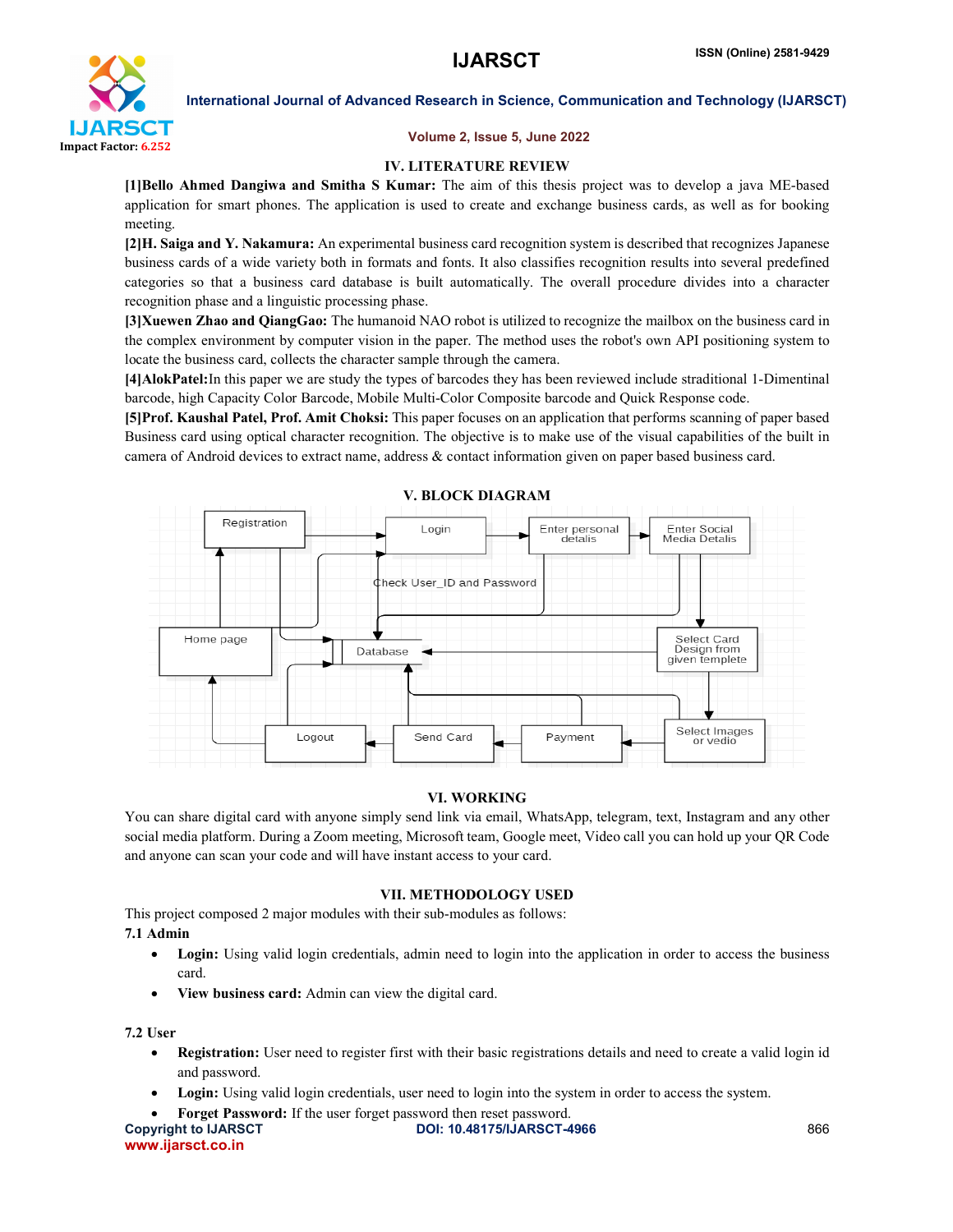## IV. LITERATURE REVIEW

**[1]Bello Ahmed Dangiwa and Smitha S Kumar:** The aim of this thesis project was to develop a java ME-based application for smart phones. The application is used to create and exchange business cards, as well as for booking meeting.

**[2]H. Saiga and Y. Nakamura:** An experimental business card recognition system is described that recognizes Japanese business cards of a wide variety both in formats and fonts. It also classifies recognition results into several predefined categories so that a business card database is built automatically. The overall procedure divides into a character recognition phase and a linguistic processing phase.

**[3]Xuewen Zhao and QiangGao:** The humanoid NAO robot is utilized to recognize the mailbox on the business card in the complex environment by computer vision in the paper. The method uses the robot's own API positioning system to locate the business card, collects the character sample through the camera.

**[4]AlokPatel:**In this paper we are study the types of barcodes they has been reviewed include straditional 1-Dimentinal barcode, high Capacity Color Barcode, Mobile Multi-Color Composite barcode and Quick Response code.

**[5]Prof. Kaushal Patel, Prof. Amit Choksi:** This paper focuses on an application that performs scanning of paper based Business card using optical character recognition. The objective is to make use of the visual capabilities of the built in camera of Android devices to extract name, address & contact information given on paper based business card.

## V. BLOCK DIAGRAM

Registration, Login, Enter personal details, Enter Social Media Details, Check User_ID and Password, Home page, Database, Select Card Design from given templete, Logout, Send Card, Payment, Select Images or vedio

## VI. WORKING

You can share digital card with anyone simply send link via email, WhatsApp, telegram, text, Instagram and any other social media platform. During a Zoom meeting, Microsoft team, Google meet, Video call you can hold up your QR Code and anyone can scan your code and will have instant access to your card.

## VII. METHODOLOGY USED

This project composed 2 major modules with their sub-modules as follows:

### 7.1 Admin

- **Login:** Using valid login credentials, admin need to login into the application in order to access the business card.
- **View business card:** Admin can view the digital card.

### 7.2 User

- **Registration:** User need to register first with their basic registrations details and need to create a valid login id and password.
- **Login:** Using valid login credentials, user need to login into the system in order to access the system.
- **Forget Password:** If the user forget password then reset password.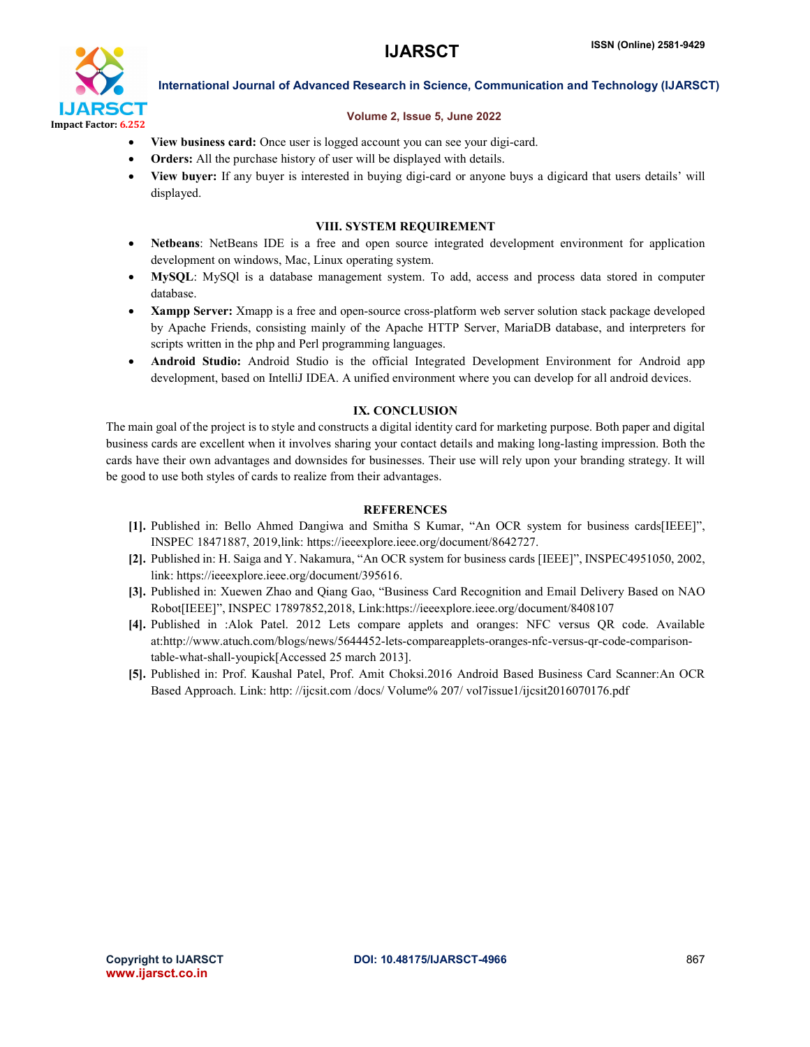- **View business card:** Once user is logged account you can see your digi-card.
- **Orders:** All the purchase history of user will be displayed with details.
- **View buyer:** If any buyer is interested in buying digi-card or anyone buys a digicard that users details' will displayed.

## VIII. SYSTEM REQUIREMENT

- **Netbeans**: NetBeans IDE is a free and open source integrated development environment for application development on windows, Mac, Linux operating system.
- **MySQL**: MySQl is a database management system. To add, access and process data stored in computer database.
- **Xampp Server:** Xmapp is a free and open-source cross-platform web server solution stack package developed by Apache Friends, consisting mainly of the Apache HTTP Server, MariaDB database, and interpreters for scripts written in the php and Perl programming languages.
- **Android Studio:** Android Studio is the official Integrated Development Environment for Android app development, based on IntelliJ IDEA. A unified environment where you can develop for all android devices.

## IX. CONCLUSION

The main goal of the project is to style and constructs a digital identity card for marketing purpose. Both paper and digital business cards are excellent when it involves sharing your contact details and making long-lasting impression. Both the cards have their own advantages and downsides for businesses. Their use will rely upon your branding strategy. It will be good to use both styles of cards to realize from their advantages.

## REFERENCES

**[1].** Published in: Bello Ahmed Dangiwa and Smitha S Kumar, "An OCR system for business cards[IEEE]", INSPEC 18471887, 2019,link: https://ieeexplore.ieee.org/document/8642727.

**[2].** Published in: H. Saiga and Y. Nakamura, "An OCR system for business cards [IEEE]", INSPEC4951050, 2002, link: https://ieeexplore.ieee.org/document/395616.

**[3].** Published in: Xuewen Zhao and Qiang Gao, "Business Card Recognition and Email Delivery Based on NAO Robot[IEEE]", INSPEC 17897852,2018, Link:https://ieeexplore.ieee.org/document/8408107

**[4].** Published in :Alok Patel. 2012 Lets compare applets and oranges: NFC versus QR code. Available at:http://www.atuch.com/blogs/news/5644452-lets-compareapplets-oranges-nfc-versus-qr-code-comparison-table-what-shall-youpick[Accessed 25 march 2013].

**[5].** Published in: Prof. Kaushal Patel, Prof. Amit Choksi.2016 Android Based Business Card Scanner:An OCR Based Approach. Link: http: //ijcsit.com /docs/ Volume% 207/ vol7issue1/ijcsit2016070176.pdf